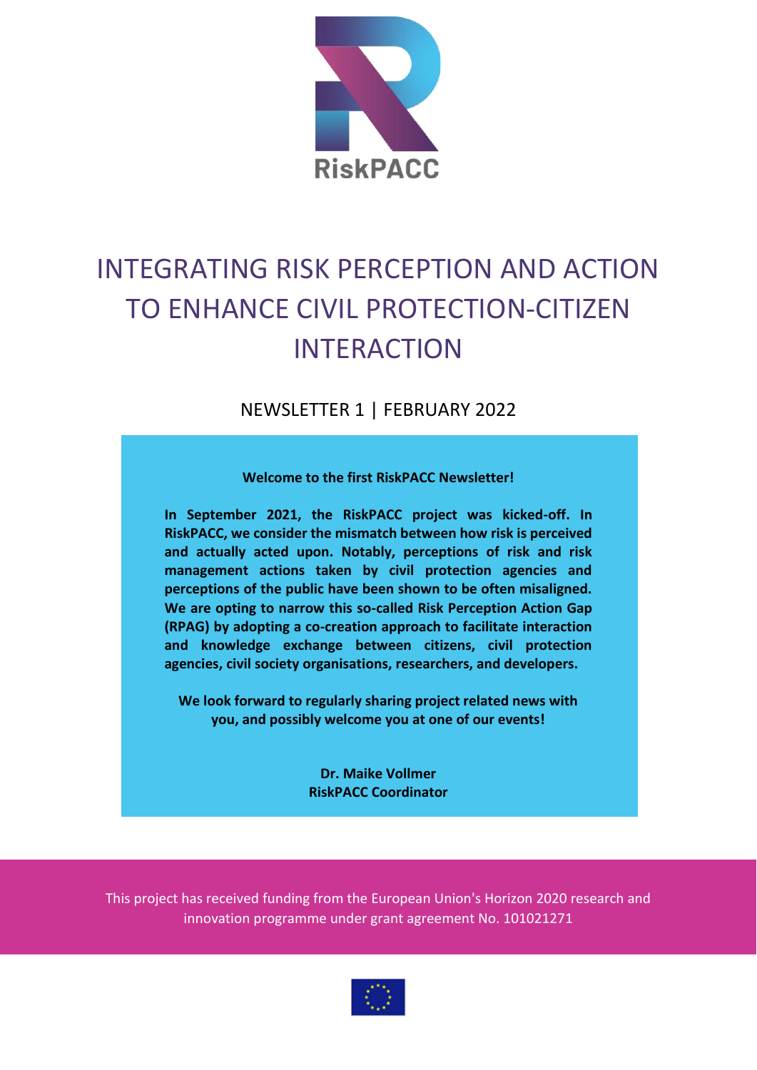RiskPACC

# INTEGRATING RISK PERCEPTION AND ACTION TO ENHANCE CIVIL PROTECTION-CITIZEN INTERACTION

NEWSLETTER 1 | FEBRUARY 2022

**Welcome to the first RiskPACC Newsletter!**

**In September 2021, the RiskPACC project was kicked-off. In RiskPACC, we consider the mismatch between how risk is perceived and actually acted upon. Notably, perceptions of risk and risk management actions taken by civil protection agencies and perceptions of the public have been shown to be often misaligned. We are opting to narrow this so-called Risk Perception Action Gap (RPAG) by adopting a co-creation approach to facilitate interaction and knowledge exchange between citizens, civil protection agencies, civil society organisations, researchers, and developers.**

**We look forward to regularly sharing project related news with you, and possibly welcome you at one of our events!**

**Dr. Maike Vollmer**
**RiskPACC Coordinator**

This project has received funding from the European Union's Horizon 2020 research and innovation programme under grant agreement No. 101021271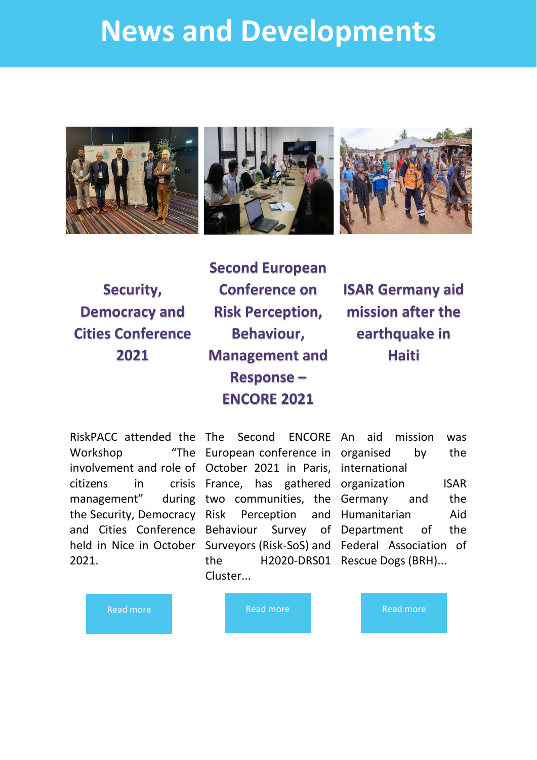# News and Developments

## Security, Democracy and Cities Conference 2021

RiskPACC attended the Workshop "The involvement and role of citizens in crisis management" during the Security, Democracy and Cities Conference held in Nice in October 2021.

Read more

## Second European Conference on Risk Perception, Behaviour, Management and Response – ENCORE 2021

The Second ENCORE European conference in October 2021 in Paris, France, has gathered two communities, the Risk Perception and Behaviour Survey of Surveyors (Risk-SoS) and the H2020-DRS01 Cluster...

Read more

## ISAR Germany aid mission after the earthquake in Haiti

An aid mission was organised by the international organization ISAR Germany and the Humanitarian Aid Department of the Federal Association of Rescue Dogs (BRH)...

Read more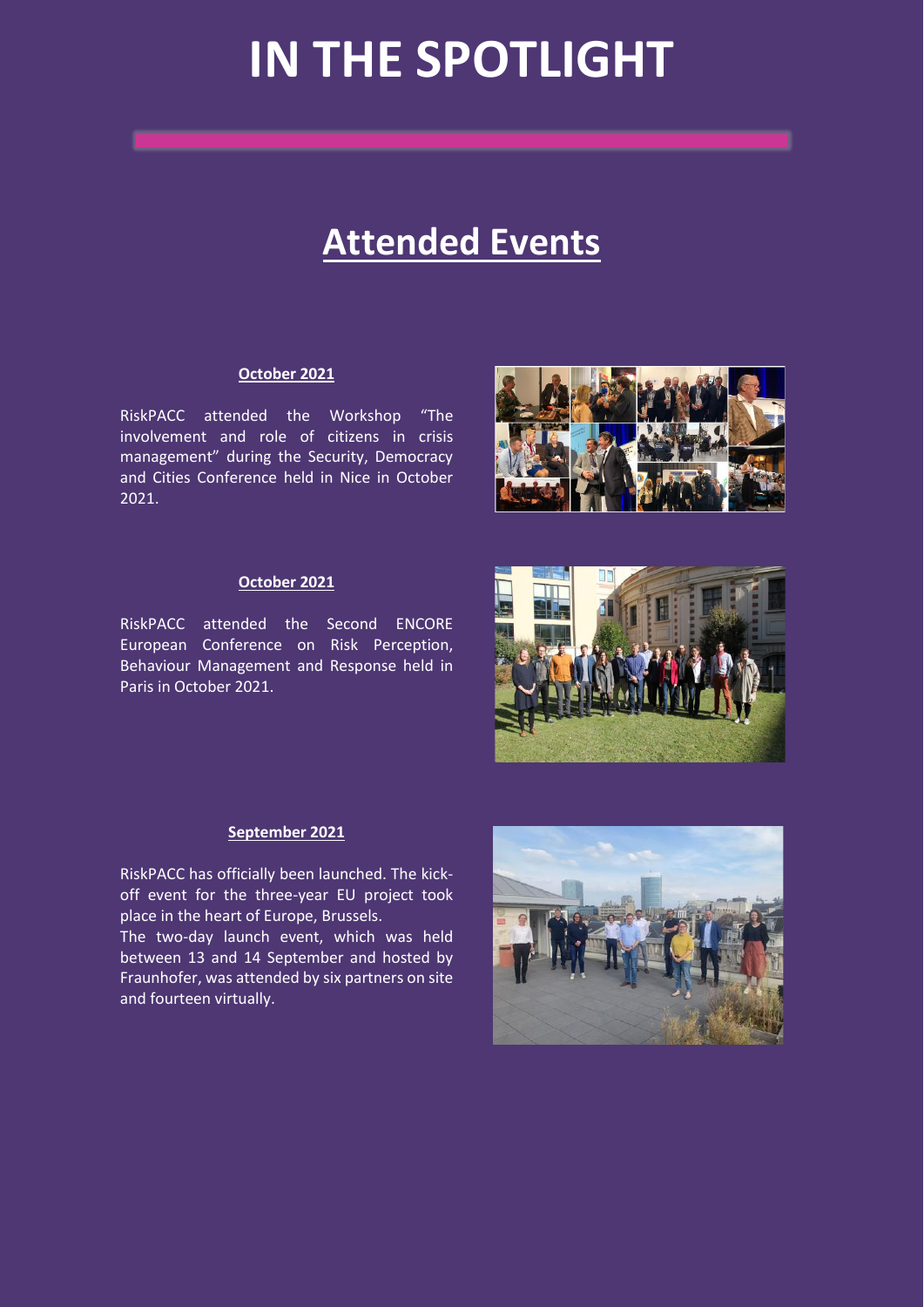# IN THE SPOTLIGHT

## Attended Events

**October 2021**

RiskPACC attended the Workshop "The involvement and role of citizens in crisis management" during the Security, Democracy and Cities Conference held in Nice in October 2021.

**October 2021**

RiskPACC attended the Second ENCORE European Conference on Risk Perception, Behaviour Management and Response held in Paris in October 2021.

**September 2021**

RiskPACC has officially been launched. The kick-off event for the three-year EU project took place in the heart of Europe, Brussels.

The two-day launch event, which was held between 13 and 14 September and hosted by Fraunhofer, was attended by six partners on site and fourteen virtually.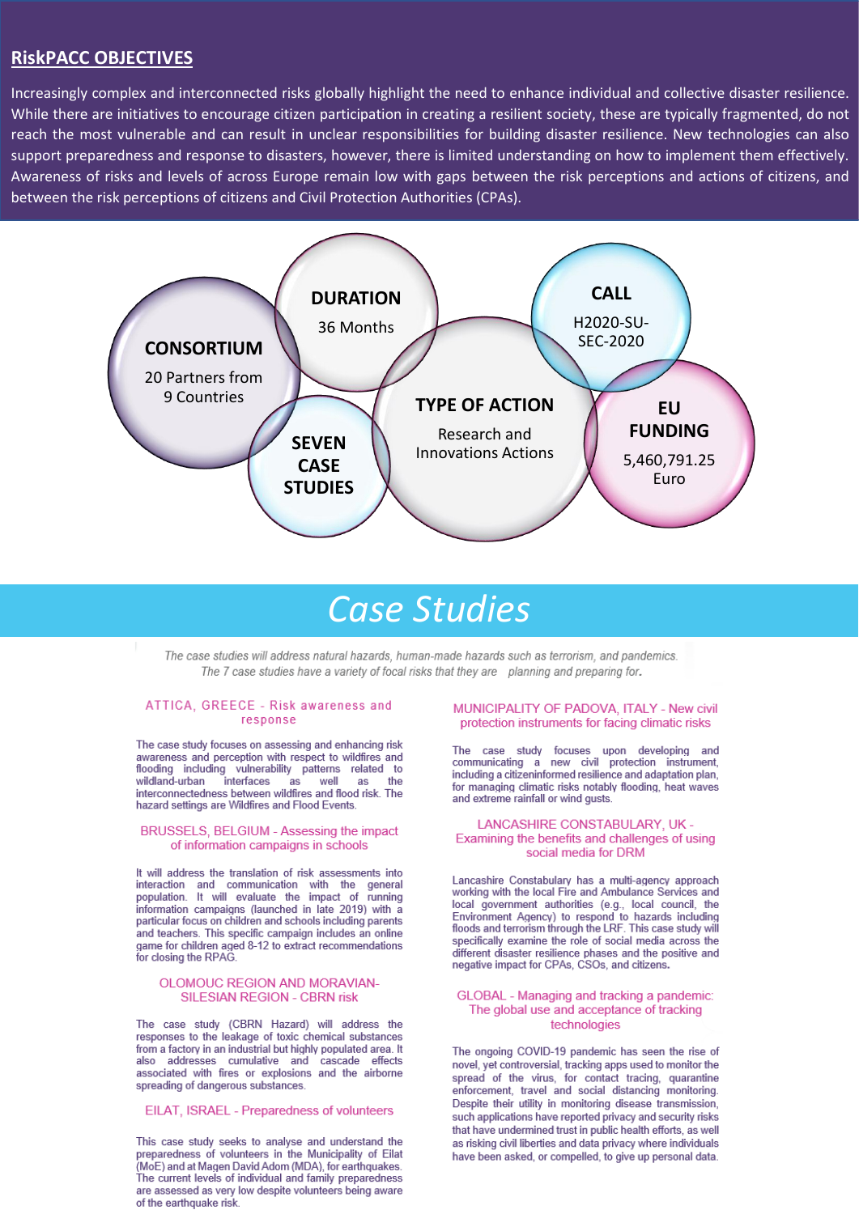## RiskPACC OBJECTIVES

Increasingly complex and interconnected risks globally highlight the need to enhance individual and collective disaster resilience. While there are initiatives to encourage citizen participation in creating a resilient society, these are typically fragmented, do not reach the most vulnerable and can result in unclear responsibilities for building disaster resilience. New technologies can also support preparedness and response to disasters, however, there is limited understanding on how to implement them effectively. Awareness of risks and levels of across Europe remain low with gaps between the risk perceptions and actions of citizens, and between the risk perceptions of citizens and Civil Protection Authorities (CPAs).

**CONSORTIUM**
20 Partners from 9 Countries

**DURATION**
36 Months

**SEVEN CASE STUDIES**

**TYPE OF ACTION**
Research and Innovations Actions

**CALL**
H2020-SU-SEC-2020

**EU FUNDING**
5,460,791.25 Euro

# Case Studies

*The case studies will address natural hazards, human-made hazards such as terrorism, and pandemics. The 7 case studies have a variety of focal risks that they are planning and preparing for.*

### ATTICA, GREECE - Risk awareness and response

The case study focuses on assessing and enhancing risk awareness and perception with respect to wildfires and flooding including vulnerability patterns related to wildland-urban interfaces as well as the interconnectedness between wildfires and flood risk. The hazard settings are Wildfires and Flood Events.

### BRUSSELS, BELGIUM - Assessing the impact of information campaigns in schools

It will address the translation of risk assessments into interaction and communication with the general population. It will evaluate the impact of running information campaigns (launched in late 2019) with a particular focus on children and schools including parents and teachers. This specific campaign includes an online game for children aged 8-12 to extract recommendations for closing the RPAG.

### OLOMOUC REGION AND MORAVIAN-SILESIAN REGION - CBRN risk

The case study (CBRN Hazard) will address the responses to the leakage of toxic chemical substances from a factory in an industrial but highly populated area. It also addresses cumulative and cascade effects associated with fires or explosions and the airborne spreading of dangerous substances.

### EILAT, ISRAEL - Preparedness of volunteers

This case study seeks to analyse and understand the preparedness of volunteers in the Municipality of Eilat (MoE) and at Magen David Adom (MDA), for earthquakes. The current levels of individual and family preparedness are assessed as very low despite volunteers being aware of the earthquake risk.

### MUNICIPALITY OF PADOVA, ITALY - New civil protection instruments for facing climatic risks

The case study focuses upon developing and communicating a new civil protection instrument, including a citizeninformed resilience and adaptation plan, for managing climatic risks notably flooding, heat waves and extreme rainfall or wind gusts.

### LANCASHIRE CONSTABULARY, UK - Examining the benefits and challenges of using social media for DRM

Lancashire Constabulary has a multi-agency approach working with the local Fire and Ambulance Services and local government authorities (e.g., local council, the Environment Agency) to respond to hazards including floods and terrorism through the LRF. This case study will specifically examine the role of social media across the different disaster resilience phases and the positive and negative impact for CPAs, CSOs, and citizens.

### GLOBAL - Managing and tracking a pandemic: The global use and acceptance of tracking technologies

The ongoing COVID-19 pandemic has seen the rise of novel, yet controversial, tracking apps used to monitor the spread of the virus, for contact tracing, quarantine enforcement, travel and social distancing monitoring. Despite their utility in monitoring disease transmission, such applications have reported privacy and security risks that have undermined trust in public health efforts, as well as risking civil liberties and data privacy where individuals have been asked, or compelled, to give up personal data.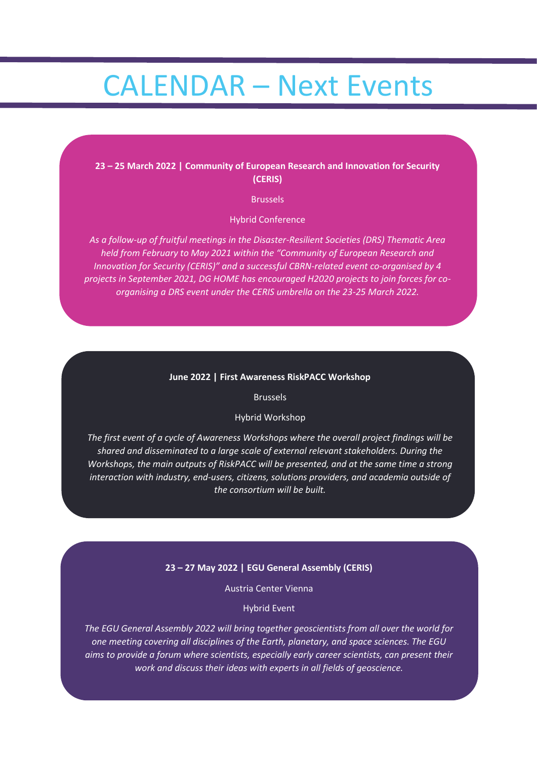# CALENDAR – Next Events

**23 – 25 March 2022 | Community of European Research and Innovation for Security (CERIS)**

Brussels

Hybrid Conference

*As a follow-up of fruitful meetings in the Disaster-Resilient Societies (DRS) Thematic Area held from February to May 2021 within the "Community of European Research and Innovation for Security (CERIS)" and a successful CBRN-related event co-organised by 4 projects in September 2021, DG HOME has encouraged H2020 projects to join forces for co-organising a DRS event under the CERIS umbrella on the 23-25 March 2022.*

**June 2022 | First Awareness RiskPACC Workshop**

Brussels

Hybrid Workshop

*The first event of a cycle of Awareness Workshops where the overall project findings will be shared and disseminated to a large scale of external relevant stakeholders. During the Workshops, the main outputs of RiskPACC will be presented, and at the same time a strong interaction with industry, end-users, citizens, solutions providers, and academia outside of the consortium will be built.*

**23 – 27 May 2022 | EGU General Assembly (CERIS)**

Austria Center Vienna

Hybrid Event

*The EGU General Assembly 2022 will bring together geoscientists from all over the world for one meeting covering all disciplines of the Earth, planetary, and space sciences. The EGU aims to provide a forum where scientists, especially early career scientists, can present their work and discuss their ideas with experts in all fields of geoscience.*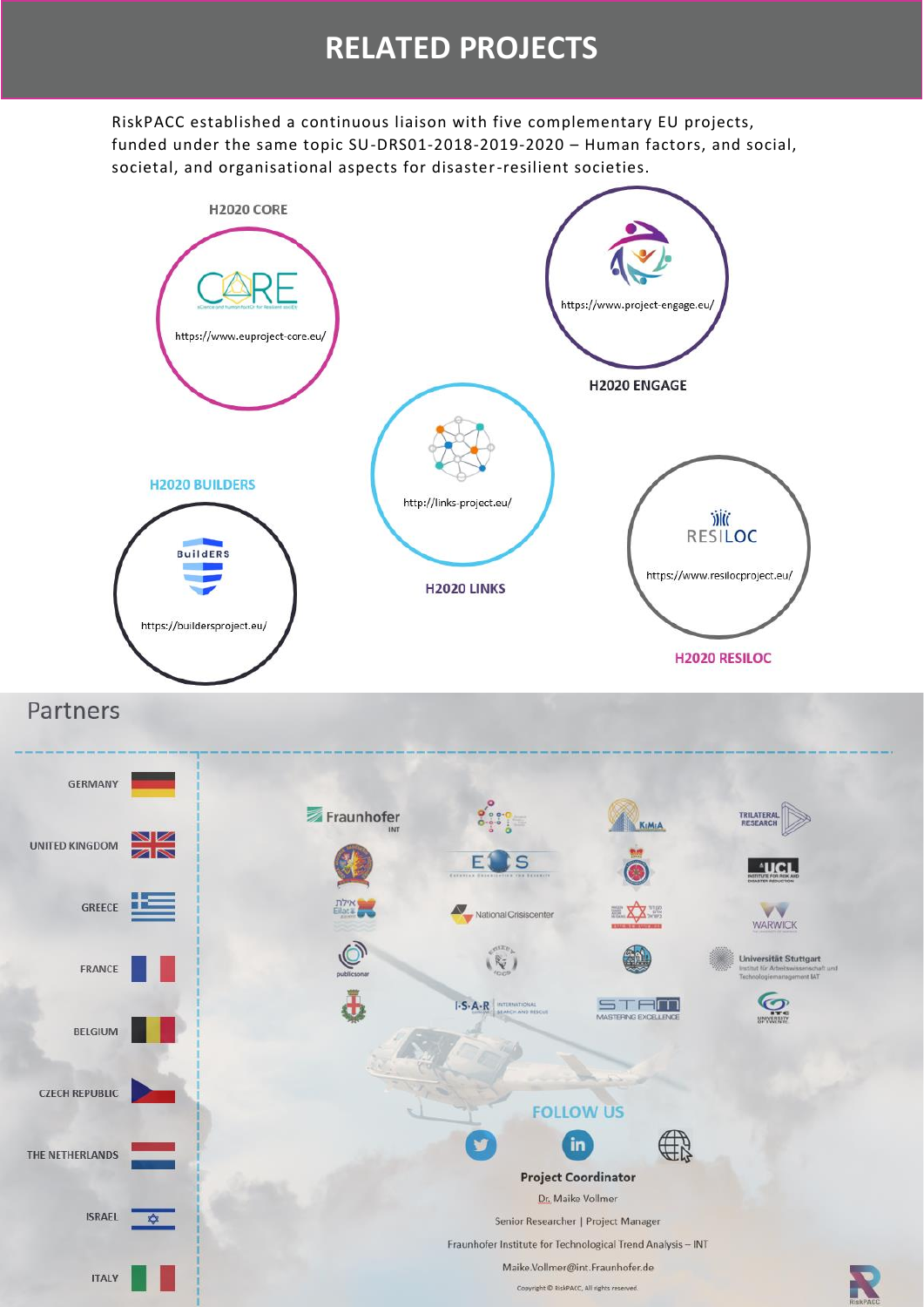# RELATED PROJECTS

RiskPACC established a continuous liaison with five complementary EU projects, funded under the same topic SU-DRS01-2018-2019-2020 – Human factors, and social, societal, and organisational aspects for disaster-resilient societies.

**H2020 CORE**
https://www.euproject-core.eu/

**H2020 ENGAGE**
https://www.project-engage.eu/

**H2020 LINKS**
http://links-project.eu/

**H2020 BUILDERS**
https://buildersproject.eu/

**H2020 RESILOC**
https://www.resilocproject.eu/

## Partners

- GERMANY
- UNITED KINGDOM
- GREECE
- FRANCE
- BELGIUM
- CZECH REPUBLIC
- THE NETHERLANDS
- ISRAEL
- ITALY

Fraunhofer INT

KIMIA

TRILATERAL RESEARCH

EOS – European Organisation for Security

UCL Institute for Risk and Disaster Reduction

National Crisiscenter

WARWICK

publicsonar

Universität Stuttgart – Institut für Arbeitswissenschaft und Technologiemanagement IAT

I-S-A-R International Search and Rescue

STAM Mastering Excellence

ITC University of Twente

### FOLLOW US

**Project Coordinator**

Dr. Maike Vollmer

Senior Researcher | Project Manager

Fraunhofer Institute for Technological Trend Analysis – INT

Maike.Vollmer@int.Fraunhofer.de

Copyright © RiskPACC. All rights reserved.